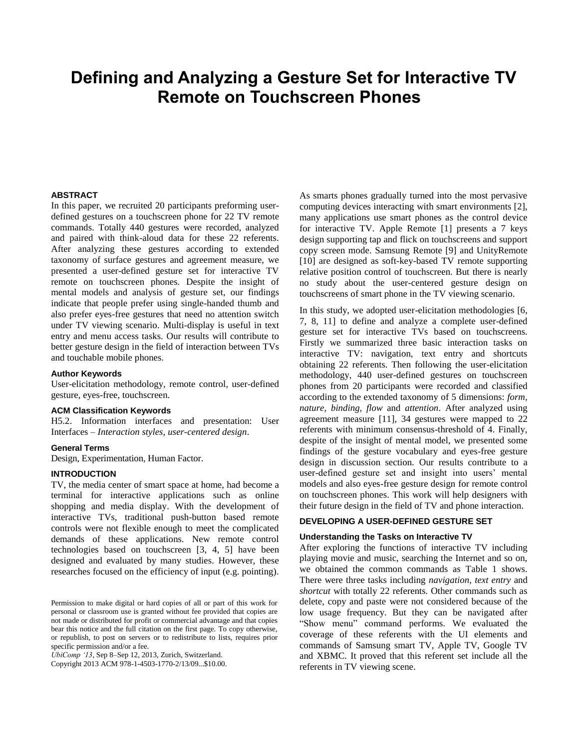# Defining and Analyzing a Gesture Set for Interactive TV Remote on Touchscreen Phones

## ABSTRACT

In this paper, we recruited 20 participants preforming user-defined gestures on a touchscreen phone for 22 TV remote commands. Totally 440 gestures were recorded, analyzed and paired with think-aloud data for these 22 referents. After analyzing these gestures according to extended taxonomy of surface gestures and agreement measure, we presented a user-defined gesture set for interactive TV remote on touchscreen phones. Despite the insight of mental models and analysis of gesture set, our findings indicate that people prefer using single-handed thumb and also prefer eyes-free gestures that need no attention switch under TV viewing scenario. Multi-display is useful in text entry and menu access tasks. Our results will contribute to better gesture design in the field of interaction between TVs and touchable mobile phones.

### Author Keywords

User-elicitation methodology, remote control, user-defined gesture, eyes-free, touchscreen.

### ACM Classification Keywords

H5.2. Information interfaces and presentation: User Interfaces – *Interaction styles, user-centered design*.

### General Terms

Design, Experimentation, Human Factor.

## INTRODUCTION

TV, the media center of smart space at home, had become a terminal for interactive applications such as online shopping and media display. With the development of interactive TVs, traditional push-button based remote controls were not flexible enough to meet the complicated demands of these applications. New remote control technologies based on touchscreen [3, 4, 5] have been designed and evaluated by many studies. However, these researches focused on the efficiency of input (e.g. pointing).

As smarts phones gradually turned into the most pervasive computing devices interacting with smart environments [2], many applications use smart phones as the control device for interactive TV. Apple Remote [1] presents a 7 keys design supporting tap and flick on touchscreens and support copy screen mode. Samsung Remote [9] and UnityRemote [10] are designed as soft-key-based TV remote supporting relative position control of touchscreen. But there is nearly no study about the user-centered gesture design on touchscreens of smart phone in the TV viewing scenario.

In this study, we adopted user-elicitation methodologies [6, 7, 8, 11] to define and analyze a complete user-defined gesture set for interactive TVs based on touchscreens. Firstly we summarized three basic interaction tasks on interactive TV: navigation, text entry and shortcuts obtaining 22 referents. Then following the user-elicitation methodology, 440 user-defined gestures on touchscreen phones from 20 participants were recorded and classified according to the extended taxonomy of 5 dimensions: *form, nature, binding, flow* and *attention*. After analyzed using agreement measure [11], 34 gestures were mapped to 22 referents with minimum consensus-threshold of 4. Finally, despite of the insight of mental model, we presented some findings of the gesture vocabulary and eyes-free gesture design in discussion section. Our results contribute to a user-defined gesture set and insight into users' mental models and also eyes-free gesture design for remote control on touchscreen phones. This work will help designers with their future design in the field of TV and phone interaction.

## DEVELOPING A USER-DEFINED GESTURE SET

### Understanding the Tasks on Interactive TV

After exploring the functions of interactive TV including playing movie and music, searching the Internet and so on, we obtained the common commands as Table 1 shows. There were three tasks including *navigation*, *text entry* and *shortcut* with totally 22 referents. Other commands such as delete, copy and paste were not considered because of the low usage frequency. But they can be navigated after "Show menu" command performs. We evaluated the coverage of these referents with the UI elements and commands of Samsung smart TV, Apple TV, Google TV and XBMC. It proved that this referent set include all the referents in TV viewing scene.

Permission to make digital or hard copies of all or part of this work for personal or classroom use is granted without fee provided that copies are not made or distributed for profit or commercial advantage and that copies bear this notice and the full citation on the first page. To copy otherwise, or republish, to post on servers or to redistribute to lists, requires prior specific permission and/or a fee.

*UbiComp '13*, Sep 8–Sep 12, 2013, Zurich, Switzerland.

Copyright 2013 ACM 978-1-4503-1770-2/13/09...$10.00.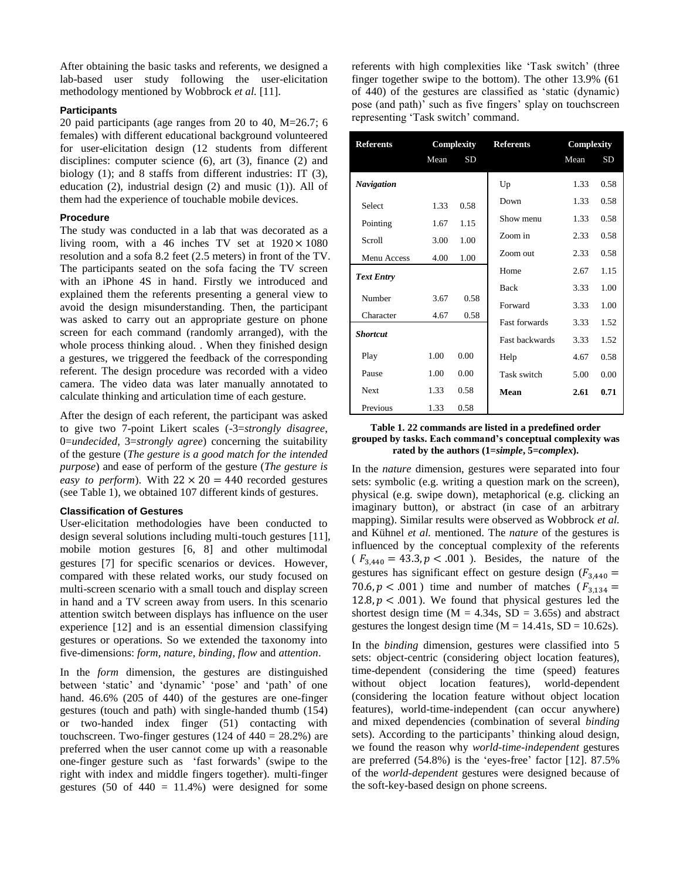After obtaining the basic tasks and referents, we designed a lab-based user study following the user-elicitation methodology mentioned by Wobbrock *et al.* [11].

### Participants

20 paid participants (age ranges from 20 to 40, M=26.7; 6 females) with different educational background volunteered for user-elicitation design (12 students from different disciplines: computer science (6), art (3), finance (2) and biology (1); and 8 staffs from different industries: IT (3), education (2), industrial design (2) and music (1)). All of them had the experience of touchable mobile devices.

### Procedure

The study was conducted in a lab that was decorated as a living room, with a 46 inches TV set at $1920 \times 1080$ resolution and a sofa 8.2 feet (2.5 meters) in front of the TV. The participants seated on the sofa facing the TV screen with an iPhone 4S in hand. Firstly we introduced and explained them the referents presenting a general view to avoid the design misunderstanding. Then, the participant was asked to carry out an appropriate gesture on phone screen for each command (randomly arranged), with the whole process thinking aloud. . When they finished design a gestures, we triggered the feedback of the corresponding referent. The design procedure was recorded with a video camera. The video data was later manually annotated to calculate thinking and articulation time of each gesture.

After the design of each referent, the participant was asked to give two 7-point Likert scales (-3=*strongly disagree*, 0=*undecided*, 3=*strongly agree*) concerning the suitability of the gesture (*The gesture is a good match for the intended purpose*) and ease of perform of the gesture (*The gesture is easy to perform*). With $22 \times 20 = 440$ recorded gestures (see Table 1), we obtained 107 different kinds of gestures.

### Classification of Gestures

User-elicitation methodologies have been conducted to design several solutions including multi-touch gestures [11], mobile motion gestures [6, 8] and other multimodal gestures [7] for specific scenarios or devices. However, compared with these related works, our study focused on multi-screen scenario with a small touch and display screen in hand and a TV screen away from users. In this scenario attention switch between displays has influence on the user experience [12] and is an essential dimension classifying gestures or operations. So we extended the taxonomy into five-dimensions: *form*, *nature*, *binding*, *flow* and *attention*.

In the *form* dimension, the gestures are distinguished between 'static' and 'dynamic' 'pose' and 'path' of one hand. 46.6% (205 of 440) of the gestures are one-finger gestures (touch and path) with single-handed thumb (154) or two-handed index finger (51) contacting with touchscreen. Two-finger gestures (124 of 440 = 28.2%) are preferred when the user cannot come up with a reasonable one-finger gesture such as 'fast forwards' (swipe to the right with index and middle fingers together). multi-finger gestures (50 of 440 = 11.4%) were designed for some referents with high complexities like 'Task switch' (three finger together swipe to the bottom). The other 13.9% (61 of 440) of the gestures are classified as 'static (dynamic) pose (and path)' such as five fingers' splay on touchscreen representing 'Task switch' command.

| Referents | Complexity | | Referents | Complexity | |
|---|---|---|---|---|---|
| | Mean | SD | | Mean | SD |
| ***Navigation*** | | | Up | 1.33 | 0.58 |
| Select | 1.33 | 0.58 | Down | 1.33 | 0.58 |
| Pointing | 1.67 | 1.15 | Show menu | 1.33 | 0.58 |
| Scroll | 3.00 | 1.00 | Zoom in | 2.33 | 0.58 |
| Menu Access | 4.00 | 1.00 | Zoom out | 2.33 | 0.58 |
| ***Text Entry*** | | | Home | 2.67 | 1.15 |
| | | | Back | 3.33 | 1.00 |
| Number | 3.67 | 0.58 | Forward | 3.33 | 1.00 |
| Character | 4.67 | 0.58 | Fast forwards | 3.33 | 1.52 |
| ***Shortcut*** | | | Fast backwards | 3.33 | 1.52 |
| Play | 1.00 | 0.00 | Help | 4.67 | 0.58 |
| Pause | 1.00 | 0.00 | Task switch | 5.00 | 0.00 |
| Next | 1.33 | 0.58 | **Mean** | **2.61** | **0.71** |
| Previous | 1.33 | 0.58 | | | |

**Table 1. 22 commands are listed in a predefined order grouped by tasks. Each command's conceptual complexity was rated by the authors (1=*simple*, 5=*complex*).**

In the *nature* dimension, gestures were separated into four sets: symbolic (e.g. writing a question mark on the screen), physical (e.g. swipe down), metaphorical (e.g. clicking an imaginary button), or abstract (in case of an arbitrary mapping). Similar results were observed as Wobbrock *et al.* and Kühnel *et al.* mentioned. The *nature* of the gestures is influenced by the conceptual complexity of the referents ($F_{3,440} = 43.3, p < .001$). Besides, the nature of the gestures has significant effect on gesture design ($F_{3,440} = 70.6, p < .001$) time and number of matches ($F_{3,134} = 12.8, p < .001$). We found that physical gestures led the shortest design time (M = 4.34s, SD = 3.65s) and abstract gestures the longest design time (M = 14.41s, SD = 10.62s).

In the *binding* dimension, gestures were classified into 5 sets: object-centric (considering object location features), time-dependent (considering the time (speed) features without object location features), world-dependent (considering the location feature without object location features), world-time-independent (can occur anywhere) and mixed dependencies (combination of several *binding* sets). According to the participants' thinking aloud design, we found the reason why *world-time-independent* gestures are preferred (54.8%) is the 'eyes-free' factor [12]. 87.5% of the *world-dependent* gestures were designed because of the soft-key-based design on phone screens.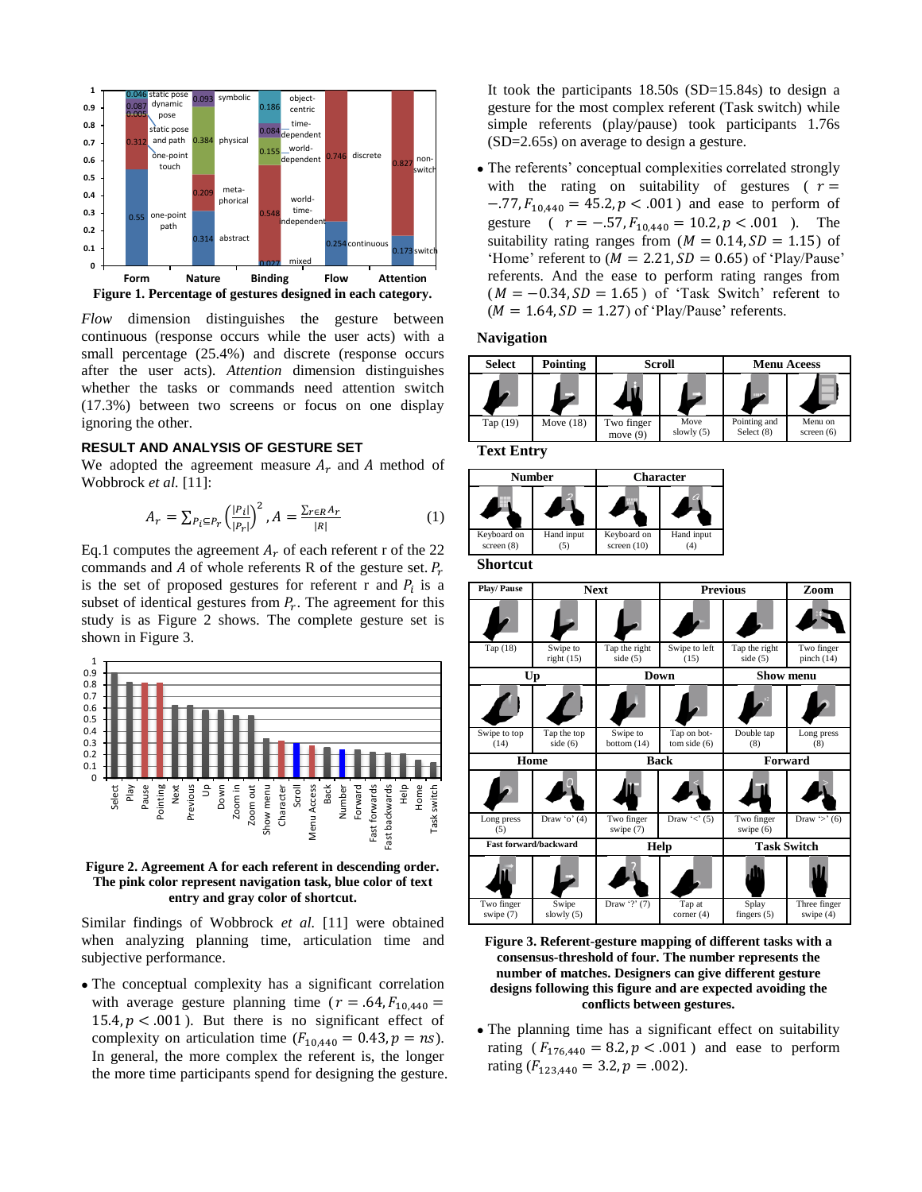**Figure 1. Percentage of gestures designed in each category.**

*Flow* dimension distinguishes the gesture between continuous (response occurs while the user acts) with a small percentage (25.4%) and discrete (response occurs after the user acts). *Attention* dimension distinguishes whether the tasks or commands need attention switch (17.3%) between two screens or focus on one display ignoring the other.

### RESULT AND ANALYSIS OF GESTURE SET

We adopted the agreement measure $A_r$ and $A$ method of Wobbrock *et al.* [11]:

$$A_r = \sum_{P_i \subseteq P_r} \left(\frac{|P_i|}{|P_r|}\right)^2, A = \frac{\sum_{r \in R} A_r}{|R|} \quad (1)$$

Eq.1 computes the agreement $A_r$ of each referent r of the 22 commands and $A$ of whole referents R of the gesture set. $P_r$ is the set of proposed gestures for referent r and $P_i$ is a subset of identical gestures from $P_r$. The agreement for this study is as Figure 2 shows. The complete gesture set is shown in Figure 3.

**Figure 2. Agreement A for each referent in descending order. The pink color represent navigation task, blue color of text entry and gray color of shortcut.**

Similar findings of Wobbrock *et al.* [11] were obtained when analyzing planning time, articulation time and subjective performance.

- The conceptual complexity has a significant correlation with average gesture planning time ($r = .64, F_{10,440} = 15.4, p < .001$). But there is no significant effect of complexity on articulation time ($F_{10,440} = 0.43, p = ns$). In general, the more complex the referent is, the longer the more time participants spend for designing the gesture.

It took the participants 18.50s (SD=15.84s) to design a gesture for the most complex referent (Task switch) while simple referents (play/pause) took participants 1.76s (SD=2.65s) on average to design a gesture.

- The referents' conceptual complexities correlated strongly with the rating on suitability of gestures ($r = -.77, F_{10,440} = 45.2, p < .001$) and ease to perform of gesture ($r = -.57, F_{10,440} = 10.2, p < .001$). The suitability rating ranges from ($M = 0.14, SD = 1.15$) of 'Home' referent to ($M = 2.21, SD = 0.65$) of 'Play/Pause' referents. And the ease to perform rating ranges from ($M = -0.34, SD = 1.65$) of 'Task Switch' referent to ($M = 1.64, SD = 1.27$) of 'Play/Pause' referents.

**Figure 3. Referent-gesture mapping of different tasks with a consensus-threshold of four. The number represents the number of matches. Designers can give different gesture designs following this figure and are expected avoiding the conflicts between gestures.**

- The planning time has a significant effect on suitability rating ($F_{176,440} = 8.2, p < .001$) and ease to perform rating ($F_{123,440} = 3.2, p = .002$).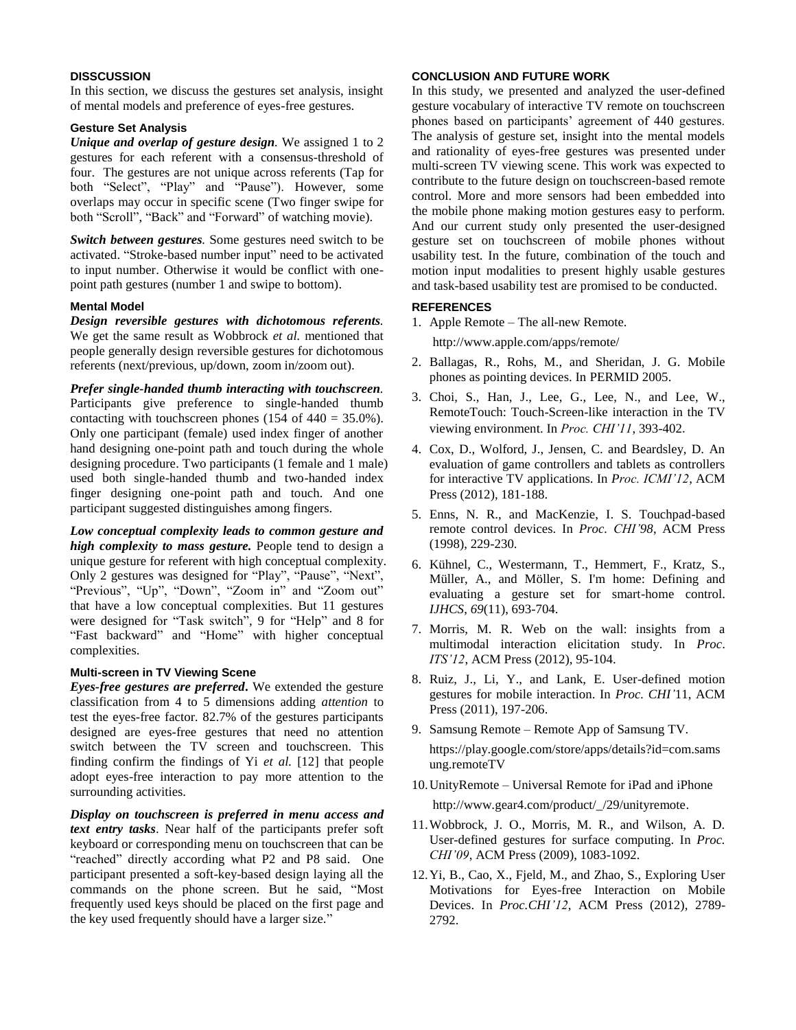## DISSCUSSION

In this section, we discuss the gestures set analysis, insight of mental models and preference of eyes-free gestures.

### Gesture Set Analysis

***Unique and overlap of gesture design****.* We assigned 1 to 2 gestures for each referent with a consensus-threshold of four. The gestures are not unique across referents (Tap for both "Select", "Play" and "Pause"). However, some overlaps may occur in specific scene (Two finger swipe for both "Scroll", "Back" and "Forward" of watching movie).

***Switch between gestures****.* Some gestures need switch to be activated. "Stroke-based number input" need to be activated to input number. Otherwise it would be conflict with one-point path gestures (number 1 and swipe to bottom).

### Mental Model

***Design reversible gestures with dichotomous referents****.* We get the same result as Wobbrock *et al.* mentioned that people generally design reversible gestures for dichotomous referents (next/previous, up/down, zoom in/zoom out).

***Prefer single-handed thumb interacting with touchscreen****.* Participants give preference to single-handed thumb contacting with touchscreen phones (154 of 440 = 35.0%). Only one participant (female) used index finger of another hand designing one-point path and touch during the whole designing procedure. Two participants (1 female and 1 male) used both single-handed thumb and two-handed index finger designing one-point path and touch. And one participant suggested distinguishes among fingers.

***Low conceptual complexity leads to common gesture and high complexity to mass gesture.*** People tend to design a unique gesture for referent with high conceptual complexity. Only 2 gestures was designed for "Play", "Pause", "Next", "Previous", "Up", "Down", "Zoom in" and "Zoom out" that have a low conceptual complexities. But 11 gestures were designed for "Task switch", 9 for "Help" and 8 for "Fast backward" and "Home" with higher conceptual complexities.

### Multi-screen in TV Viewing Scene

***Eyes-free gestures are preferred*****.** We extended the gesture classification from 4 to 5 dimensions adding *attention* to test the eyes-free factor. 82.7% of the gestures participants designed are eyes-free gestures that need no attention switch between the TV screen and touchscreen. This finding confirm the findings of Yi *et al.* [12] that people adopt eyes-free interaction to pay more attention to the surrounding activities.

***Display on touchscreen is preferred in menu access and text entry tasks****.* Near half of the participants prefer soft keyboard or corresponding menu on touchscreen that can be "reached" directly according what P2 and P8 said. One participant presented a soft-key-based design laying all the commands on the phone screen. But he said, "Most frequently used keys should be placed on the first page and the key used frequently should have a larger size."

## CONCLUSION AND FUTURE WORK

In this study, we presented and analyzed the user-defined gesture vocabulary of interactive TV remote on touchscreen phones based on participants' agreement of 440 gestures. The analysis of gesture set, insight into the mental models and rationality of eyes-free gestures was presented under multi-screen TV viewing scene. This work was expected to contribute to the future design on touchscreen-based remote control. More and more sensors had been embedded into the mobile phone making motion gestures easy to perform. And our current study only presented the user-designed gesture set on touchscreen of mobile phones without usability test. In the future, combination of the touch and motion input modalities to present highly usable gestures and task-based usability test are promised to be conducted.

## REFERENCES

1. Apple Remote – The all-new Remote. http://www.apple.com/apps/remote/
2. Ballagas, R., Rohs, M., and Sheridan, J. G. Mobile phones as pointing devices. In PERMID 2005.
3. Choi, S., Han, J., Lee, G., Lee, N., and Lee, W., RemoteTouch: Touch-Screen-like interaction in the TV viewing environment. In *Proc. CHI'11*, 393-402.
4. Cox, D., Wolford, J., Jensen, C. and Beardsley, D. An evaluation of game controllers and tablets as controllers for interactive TV applications. In *Proc. ICMI'12*, ACM Press (2012), 181-188.
5. Enns, N. R., and MacKenzie, I. S. Touchpad-based remote control devices. In *Proc. CHI'98*, ACM Press (1998), 229-230.
6. Kühnel, C., Westermann, T., Hemmert, F., Kratz, S., Müller, A., and Möller, S. I'm home: Defining and evaluating a gesture set for smart-home control. *IJHCS*, *69*(11), 693-704.
7. Morris, M. R. Web on the wall: insights from a multimodal interaction elicitation study. In *Proc. ITS'12*, ACM Press (2012), 95-104.
8. Ruiz, J., Li, Y., and Lank, E. User-defined motion gestures for mobile interaction. In *Proc. CHI'*11, ACM Press (2011), 197-206.
9. Samsung Remote – Remote App of Samsung TV. https://play.google.com/store/apps/details?id=com.samsung.remoteTV
10. UnityRemote – Universal Remote for iPad and iPhone http://www.gear4.com/product/_/29/unityremote.
11. Wobbrock, J. O., Morris, M. R., and Wilson, A. D. User-defined gestures for surface computing. In *Proc. CHI'09*, ACM Press (2009), 1083-1092.
12. Yi, B., Cao, X., Fjeld, M., and Zhao, S., Exploring User Motivations for Eyes-free Interaction on Mobile Devices. In *Proc.CHI'12*, ACM Press (2012), 2789-2792.